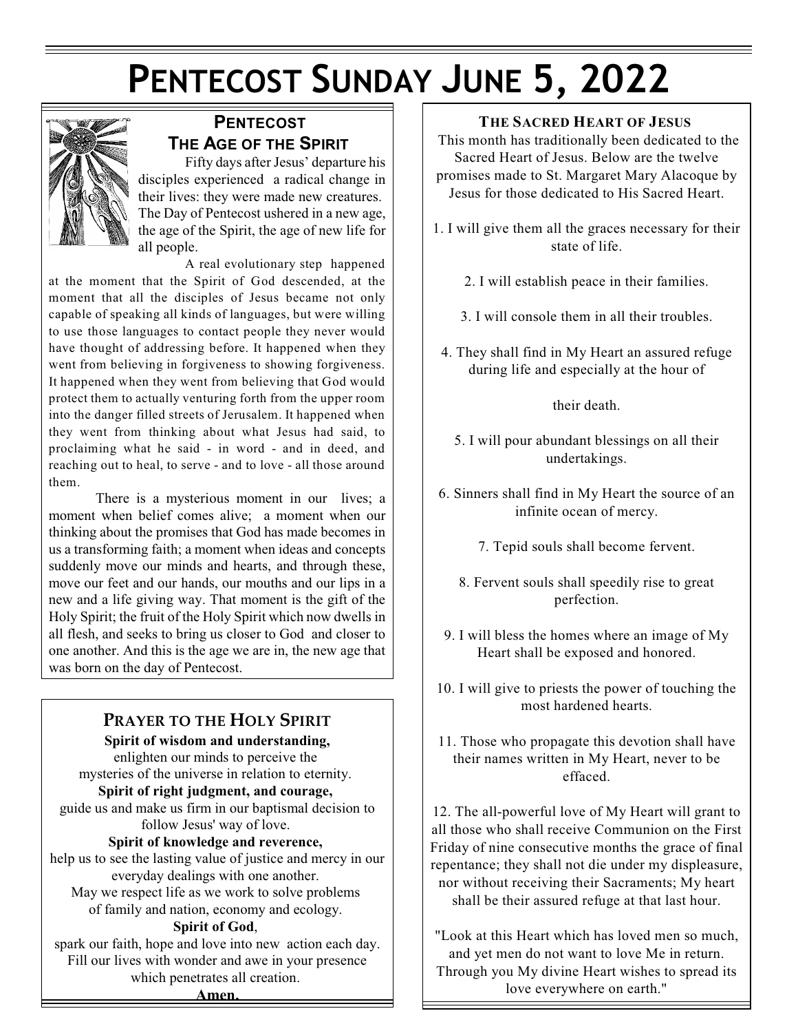# Pentecost Sunday June 5, 2022

## Pentecost
## The Age of the Spirit

Fifty days after Jesus' departure his disciples experienced a radical change in their lives: they were made new creatures. The Day of Pentecost ushered in a new age, the age of the Spirit, the age of new life for all people.

A real evolutionary step happened at the moment that the Spirit of God descended, at the moment that all the disciples of Jesus became not only capable of speaking all kinds of languages, but were willing to use those languages to contact people they never would have thought of addressing before. It happened when they went from believing in forgiveness to showing forgiveness. It happened when they went from believing that God would protect them to actually venturing forth from the upper room into the danger filled streets of Jerusalem. It happened when they went from thinking about what Jesus had said, to proclaiming what he said - in word - and in deed, and reaching out to heal, to serve - and to love - all those around them.

There is a mysterious moment in our lives; a moment when belief comes alive; a moment when our thinking about the promises that God has made becomes in us a transforming faith; a moment when ideas and concepts suddenly move our minds and hearts, and through these, move our feet and our hands, our mouths and our lips in a new and a life giving way. That moment is the gift of the Holy Spirit; the fruit of the Holy Spirit which now dwells in all flesh, and seeks to bring us closer to God and closer to one another. And this is the age we are in, the new age that was born on the day of Pentecost.

## Prayer to the Holy Spirit

**Spirit of wisdom and understanding,**
enlighten our minds to perceive the mysteries of the universe in relation to eternity.
**Spirit of right judgment, and courage,**
guide us and make us firm in our baptismal decision to follow Jesus' way of love.
**Spirit of knowledge and reverence,**
help us to see the lasting value of justice and mercy in our everyday dealings with one another.
May we respect life as we work to solve problems of family and nation, economy and ecology.
**Spirit of God**,
spark our faith, hope and love into new action each day.
Fill our lives with wonder and awe in your presence which penetrates all creation.
**Amen.**

## The Sacred Heart of Jesus

This month has traditionally been dedicated to the Sacred Heart of Jesus. Below are the twelve promises made to St. Margaret Mary Alacoque by Jesus for those dedicated to His Sacred Heart.

1. I will give them all the graces necessary for their state of life.

2. I will establish peace in their families.

3. I will console them in all their troubles.

4. They shall find in My Heart an assured refuge during life and especially at the hour of their death.

5. I will pour abundant blessings on all their undertakings.

6. Sinners shall find in My Heart the source of an infinite ocean of mercy.

7. Tepid souls shall become fervent.

8. Fervent souls shall speedily rise to great perfection.

9. I will bless the homes where an image of My Heart shall be exposed and honored.

10. I will give to priests the power of touching the most hardened hearts.

11. Those who propagate this devotion shall have their names written in My Heart, never to be effaced.

12. The all-powerful love of My Heart will grant to all those who shall receive Communion on the First Friday of nine consecutive months the grace of final repentance; they shall not die under my displeasure, nor without receiving their Sacraments; My heart shall be their assured refuge at that last hour.

"Look at this Heart which has loved men so much, and yet men do not want to love Me in return. Through you My divine Heart wishes to spread its love everywhere on earth."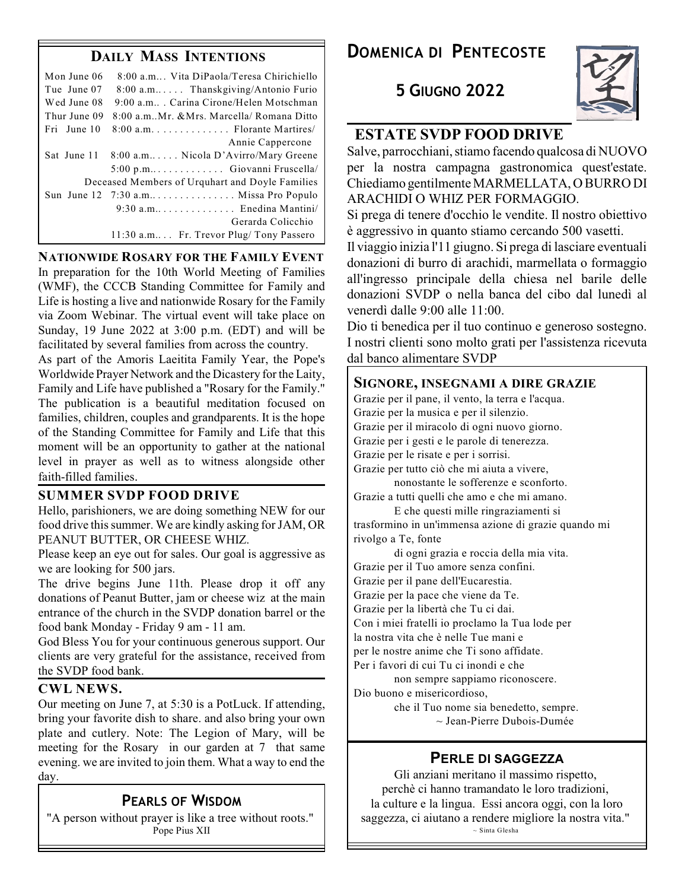## Daily Mass Intentions

| | | |
|---|---|---|
| Mon June 06 | 8:00 a.m... | Vita DiPaola/Teresa Chirichiello |
| Tue June 07 | 8:00 a.m.. . . . . | Thanskgiving/Antonio Furio |
| Wed June 08 | 9:00 a.m.. . | Carina Cirone/Helen Motschman |
| Thur June 09 | 8:00 a.m.. | Mr. &Mrs. Marcella/ Romana Ditto |
| Fri June 10 | 8:00 a.m. . . . . . . . . . . . . . | Florante Martires/ Annie Cappercone |
| Sat June 11 | 8:00 a.m.. . . . . | Nicola D'Avirro/Mary Greene |
| | 5:00 p.m.. . . . . . . . . . . . . | Giovanni Fruscella/ Deceased Members of Urquhart and Doyle Families |
| Sun June 12 | 7:30 a.m.. . . . . . . . . . . . . . . | Missa Pro Populo |
| | 9:30 a.m.. . . . . . . . . . . . . . | Enedina Mantini/ Gerarda Colicchio |
| | 11:30 a.m.. . . | Fr. Trevor Plug/ Tony Passero |

### Nationwide Rosary for the Family Event

In preparation for the 10th World Meeting of Families (WMF), the CCCB Standing Committee for Family and Life is hosting a live and nationwide Rosary for the Family via Zoom Webinar. The virtual event will take place on Sunday, 19 June 2022 at 3:00 p.m. (EDT) and will be facilitated by several families from across the country.

As part of the Amoris Laeitita Family Year, the Pope's Worldwide Prayer Network and the Dicastery for the Laity, Family and Life have published a "Rosary for the Family." The publication is a beautiful meditation focused on families, children, couples and grandparents. It is the hope of the Standing Committee for Family and Life that this moment will be an opportunity to gather at the national level in prayer as well as to witness alongside other faith-filled families.

### SUMMER SVDP FOOD DRIVE

Hello, parishioners, we are doing something NEW for our food drive this summer. We are kindly asking for JAM, OR PEANUT BUTTER, OR CHEESE WHIZ.

Please keep an eye out for sales. Our goal is aggressive as we are looking for 500 jars.

The drive begins June 11th. Please drop it off any donations of Peanut Butter, jam or cheese wiz at the main entrance of the church in the SVDP donation barrel or the food bank Monday - Friday 9 am - 11 am.

God Bless You for your continuous generous support. Our clients are very grateful for the assistance, received from the SVDP food bank.

### CWL NEWS.

Our meeting on June 7, at 5:30 is a PotLuck. If attending, bring your favorite dish to share. and also bring your own plate and cutlery. Note: The Legion of Mary, will be meeting for the Rosary in our garden at 7 that same evening. we are invited to join them. What a way to end the day.

### Pearls of Wisdom

"A person without prayer is like a tree without roots."
Pope Pius XII

## Domenica di Pentecoste

## 5 Giugno 2022

### ESTATE SVDP FOOD DRIVE

Salve, parrocchiani, stiamo facendo qualcosa di NUOVO per la nostra campagna gastronomica quest'estate. Chiediamo gentilmente MARMELLATA, O BURRO DI ARACHIDI O WHIZ PER FORMAGGIO.

Si prega di tenere d'occhio le vendite. Il nostro obiettivo è aggressivo in quanto stiamo cercando 500 vasetti.

Il viaggio inizia l'11 giugno. Si prega di lasciare eventuali donazioni di burro di arachidi, marmellata o formaggio all'ingresso principale della chiesa nel barile delle donazioni SVDP o nella banca del cibo dal lunedì al venerdì dalle 9:00 alle 11:00.

Dio ti benedica per il tuo continuo e generoso sostegno. I nostri clienti sono molto grati per l'assistenza ricevuta dal banco alimentare SVDP

### Signore, insegnami a dire grazie

Grazie per il pane, il vento, la terra e l'acqua.
Grazie per la musica e per il silenzio.
Grazie per il miracolo di ogni nuovo giorno.
Grazie per i gesti e le parole di tenerezza.
Grazie per le risate e per i sorrisi.
Grazie per tutto ciò che mi aiuta a vivere,
nonostante le sofferenze e sconforto.
Grazie a tutti quelli che amo e che mi amano.
E che questi mille ringraziamenti si
trasformino in un'immensa azione di grazie quando mi rivolgo a Te, fonte
di ogni grazia e roccia della mia vita.
Grazie per il Tuo amore senza confini.
Grazie per il pane dell'Eucarestia.
Grazie per la pace che viene da Te.
Grazie per la libertà che Tu ci dai.
Con i miei fratelli io proclamo la Tua lode per
la nostra vita che è nelle Tue mani e
per le nostre anime che Ti sono affidate.
Per i favori di cui Tu ci inondi e che
non sempre sappiamo riconoscere.
Dio buono e misericordioso,
che il Tuo nome sia benedetto, sempre.
~ Jean-Pierre Dubois-Dumée

### Perle di saggezza

Gli anziani meritano il massimo rispetto,
perchè ci hanno tramandato le loro tradizioni,
la culture e la lingua. Essi ancora oggi, con la loro
saggezza, ci aiutano a rendere migliore la nostra vita."
~ Sinta Glesha